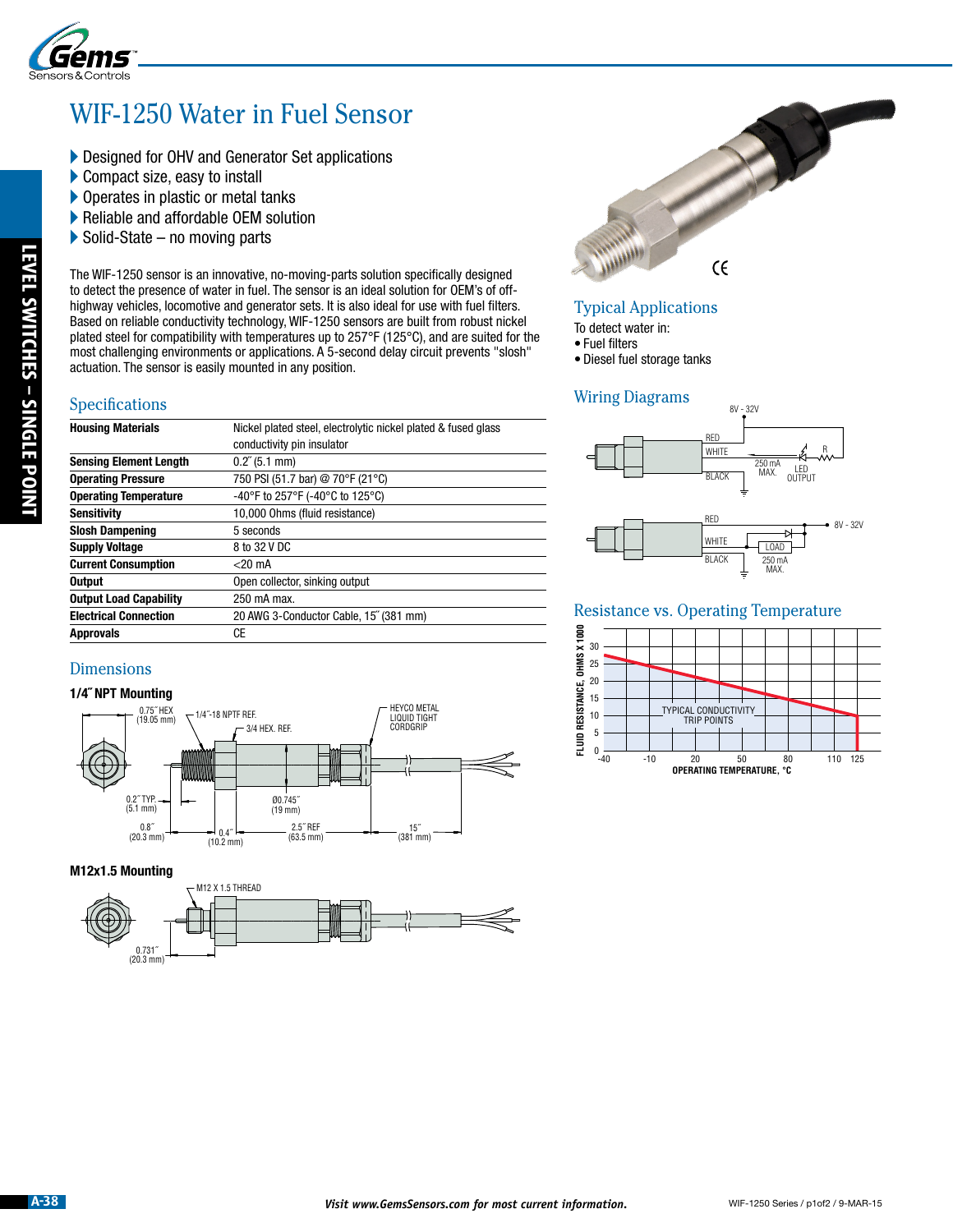# WIF-1250 Water in Fuel Sensor

- Designed for OHV and Generator Set applications
- Compact size, easy to install
- Operates in plastic or metal tanks
- Reliable and affordable OEM solution
- Solid-State – no moving parts

The WIF-1250 sensor is an innovative, no-moving-parts solution specifically designed to detect the presence of water in fuel. The sensor is an ideal solution for OEM's of off-highway vehicles, locomotive and generator sets. It is also ideal for use with fuel filters. Based on reliable conductivity technology, WIF-1250 sensors are built from robust nickel plated steel for compatibility with temperatures up to 257°F (125°C), and are suited for the most challenging environments or applications. A 5-second delay circuit prevents "slosh" actuation. The sensor is easily mounted in any position.

## Typical Applications

To detect water in:
- Fuel filters
- Diesel fuel storage tanks

## Specifications

| | |
|---|---|
| **Housing Materials** | Nickel plated steel, electrolytic nickel plated & fused glass conductivity pin insulator |
| **Sensing Element Length** | 0.2˝ (5.1 mm) |
| **Operating Pressure** | 750 PSI (51.7 bar) @ 70°F (21°C) |
| **Operating Temperature** | -40°F to 257°F (-40°C to 125°C) |
| **Sensitivity** | 10,000 Ohms (fluid resistance) |
| **Slosh Dampening** | 5 seconds |
| **Supply Voltage** | 8 to 32 V DC |
| **Current Consumption** | <20 mA |
| **Output** | Open collector, sinking output |
| **Output Load Capability** | 250 mA max. |
| **Electrical Connection** | 20 AWG 3-Conductor Cable, 15˝ (381 mm) |
| **Approvals** | CE |

## Wiring Diagrams

8V - 32V; RED; WHITE; BLACK; 250 mA MAX.; R; LED OUTPUT

RED; WHITE; BLACK; LOAD; 250 mA MAX.; 8V - 32V

## Resistance vs. Operating Temperature

FLUID RESISTANCE, OHMS X 1000 (0–30); OPERATING TEMPERATURE, °C (-40, -10, 20, 50, 80, 110, 125); TYPICAL CONDUCTIVITY TRIP POINTS

## Dimensions

### 1/4˝ NPT Mounting

0.75˝ HEX (19.05 mm); 1/4˝-18 NPTF REF.; 3/4 HEX. REF.; HEYCO METAL LIQUID TIGHT CORDGRIP; 0.2˝ TYP. (5.1 mm); Ø0.745˝ (19 mm); 0.8˝ (20.3 mm); 0.4˝ (10.2 mm); 2.5˝ REF (63.5 mm); 15˝ (381 mm)

### M12x1.5 Mounting

M12 X 1.5 THREAD; 0.731˝ (20.3 mm)

*Visit www.GemsSensors.com for most current information.*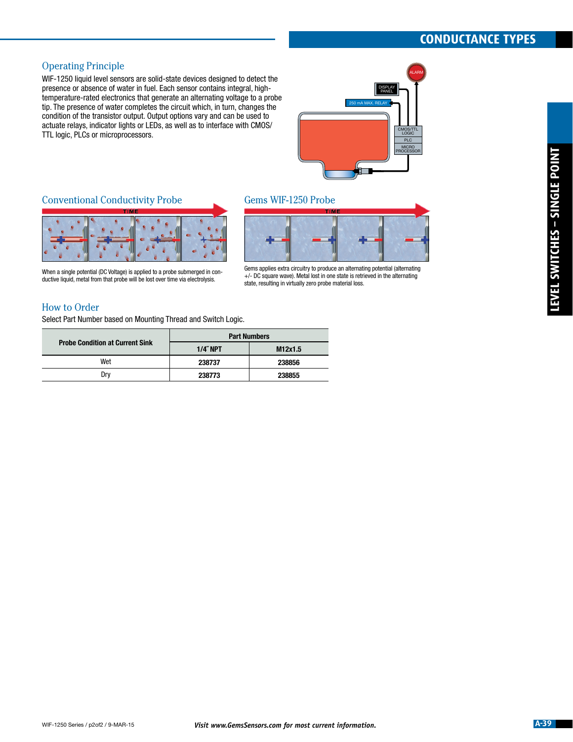## Operating Principle

WIF-1250 liquid level sensors are solid-state devices designed to detect the presence or absence of water in fuel. Each sensor contains integral, high-temperature-rated electronics that generate an alternating voltage to a probe tip. The presence of water completes the circuit which, in turn, changes the condition of the transistor output. Output options vary and can be used to actuate relays, indicator lights or LEDs, as well as to interface with CMOS/TTL logic, PLCs or microprocessors.

ALARM
DISPLAY PANEL
250 mA MAX. RELAY
CMOS/TTL LOGIC
PLC
MICRO PROCESSOR

## Conventional Conductivity Probe

TIME

When a single potential (DC Voltage) is applied to a probe submerged in conductive liquid, metal from that probe will be lost over time via electrolysis.

## Gems WIF-1250 Probe

TIME

Gems applies extra circuitry to produce an alternating potential (alternating +/- DC square wave). Metal lost in one state is retrieved in the alternating state, resulting in virtually zero probe material loss.

## How to Order

Select Part Number based on Mounting Thread and Switch Logic.

| Probe Condition at Current Sink | Part Numbers | |
|---|---|---|
| | 1/4˝ NPT | M12x1.5 |
| Wet | **238737** | **238856** |
| Dry | **238773** | **238855** |

WIF-1250 Series / p2of2 / 9-MAR-15

*Visit www.GemsSensors.com for most current information.*